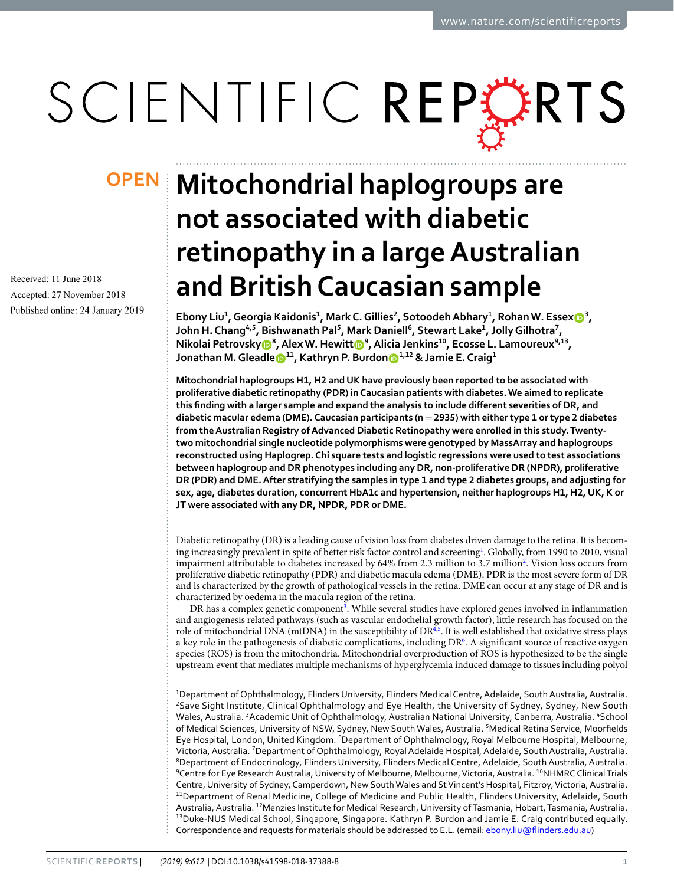OPEN

# Mitochondrial haplogroups are not associated with diabetic retinopathy in a large Australian and British Caucasian sample

Received: 11 June 2018

Accepted: 27 November 2018

Published online: 24 January 2019

Ebony Liu[1], Georgia Kaidonis[1], Mark C. Gillies[2], Sotoodeh Abhary[1], Rohan W. Essex[3], John H. Chang[4,5], Bishwanath Pal[5], Mark Daniell[6], Stewart Lake[1], Jolly Gilhotra[7], Nikolai Petrovsky[8], Alex W. Hewitt[9], Alicia Jenkins[10], Ecosse L. Lamoureux[9,13], Jonathan M. Gleadle[11], Kathryn P. Burdon[1,12] & Jamie E. Craig[1]

**Mitochondrial haplogroups H1, H2 and UK have previously been reported to be associated with proliferative diabetic retinopathy (PDR) in Caucasian patients with diabetes. We aimed to replicate this finding with a larger sample and expand the analysis to include different severities of DR, and diabetic macular edema (DME). Caucasian participants (n = 2935) with either type 1 or type 2 diabetes from the Australian Registry of Advanced Diabetic Retinopathy were enrolled in this study. Twenty-two mitochondrial single nucleotide polymorphisms were genotyped by MassArray and haplogroups reconstructed using Haplogrep. Chi square tests and logistic regressions were used to test associations between haplogroup and DR phenotypes including any DR, non-proliferative DR (NPDR), proliferative DR (PDR) and DME. After stratifying the samples in type 1 and type 2 diabetes groups, and adjusting for sex, age, diabetes duration, concurrent HbA1c and hypertension, neither haplogroups H1, H2, UK, K or JT were associated with any DR, NPDR, PDR or DME.**

Diabetic retinopathy (DR) is a leading cause of vision loss from diabetes driven damage to the retina. It is becoming increasingly prevalent in spite of better risk factor control and screening[1]. Globally, from 1990 to 2010, visual impairment attributable to diabetes increased by 64% from 2.3 million to 3.7 million[2]. Vision loss occurs from proliferative diabetic retinopathy (PDR) and diabetic macula edema (DME). PDR is the most severe form of DR and is characterized by the growth of pathological vessels in the retina. DME can occur at any stage of DR and is characterized by oedema in the macula region of the retina.

DR has a complex genetic component[3]. While several studies have explored genes involved in inflammation and angiogenesis related pathways (such as vascular endothelial growth factor), little research has focused on the role of mitochondrial DNA (mtDNA) in the susceptibility of DR[4,5]. It is well established that oxidative stress plays a key role in the pathogenesis of diabetic complications, including DR[6]. A significant source of reactive oxygen species (ROS) is from the mitochondria. Mitochondrial overproduction of ROS is hypothesized to be the single upstream event that mediates multiple mechanisms of hyperglycemia induced damage to tissues including polyol

[1]Department of Ophthalmology, Flinders University, Flinders Medical Centre, Adelaide, South Australia, Australia. [2]Save Sight Institute, Clinical Ophthalmology and Eye Health, the University of Sydney, Sydney, New South Wales, Australia. [3]Academic Unit of Ophthalmology, Australian National University, Canberra, Australia. [4]School of Medical Sciences, University of NSW, Sydney, New South Wales, Australia. [5]Medical Retina Service, Moorfields Eye Hospital, London, United Kingdom. [6]Department of Ophthalmology, Royal Melbourne Hospital, Melbourne, Victoria, Australia. [7]Department of Ophthalmology, Royal Adelaide Hospital, Adelaide, South Australia, Australia. [8]Department of Endocrinology, Flinders University, Flinders Medical Centre, Adelaide, South Australia, Australia. [9]Centre for Eye Research Australia, University of Melbourne, Melbourne, Victoria, Australia. [10]NHMRC Clinical Trials Centre, University of Sydney, Camperdown, New South Wales and St Vincent's Hospital, Fitzroy, Victoria, Australia. [11]Department of Renal Medicine, College of Medicine and Public Health, Flinders University, Adelaide, South Australia, Australia. [12]Menzies Institute for Medical Research, University of Tasmania, Hobart, Tasmania, Australia. [13]Duke-NUS Medical School, Singapore, Singapore. Kathryn P. Burdon and Jamie E. Craig contributed equally. Correspondence and requests for materials should be addressed to E.L. (email: ebony.liu@flinders.edu.au)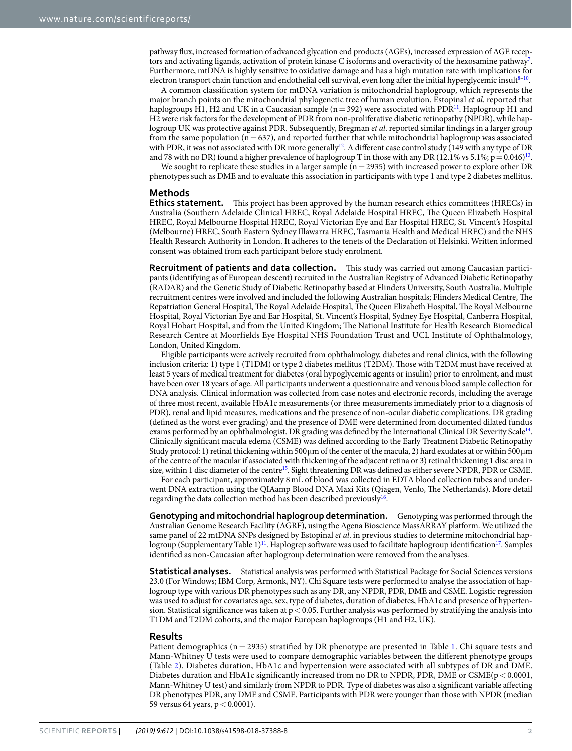pathway flux, increased formation of advanced glycation end products (AGEs), increased expression of AGE receptors and activating ligands, activation of protein kinase C isoforms and overactivity of the hexosamine pathway[7]. Furthermore, mtDNA is highly sensitive to oxidative damage and has a high mutation rate with implications for electron transport chain function and endothelial cell survival, even long after the initial hyperglycemic insult[8–10].

A common classification system for mtDNA variation is mitochondrial haplogroup, which represents the major branch points on the mitochondrial phylogenetic tree of human evolution. Estopinal *et al*. reported that haplogroups H1, H2 and UK in a Caucasian sample (n = 392) were associated with PDR[11]. Haplogroup H1 and H2 were risk factors for the development of PDR from non-proliferative diabetic retinopathy (NPDR), while haplogroup UK was protective against PDR. Subsequently, Bregman *et al*. reported similar findings in a larger group from the same population (n = 637), and reported further that while mitochondrial haplogroup was associated with PDR, it was not associated with DR more generally[12]. A different case control study (149 with any type of DR and 78 with no DR) found a higher prevalence of haplogroup T in those with any DR (12.1% vs 5.1%; $p = 0.046$)[13].

We sought to replicate these studies in a larger sample (n = 2935) with increased power to explore other DR phenotypes such as DME and to evaluate this association in participants with type 1 and type 2 diabetes mellitus.

## Methods

**Ethics statement.** This project has been approved by the human research ethics committees (HRECs) in Australia (Southern Adelaide Clinical HREC, Royal Adelaide Hospital HREC, The Queen Elizabeth Hospital HREC, Royal Melbourne Hospital HREC, Royal Victorian Eye and Ear Hospital HREC, St. Vincent's Hospital (Melbourne) HREC, South Eastern Sydney Illawarra HREC, Tasmania Health and Medical HREC) and the NHS Health Research Authority in London. It adheres to the tenets of the Declaration of Helsinki. Written informed consent was obtained from each participant before study enrolment.

**Recruitment of patients and data collection.** This study was carried out among Caucasian participants (identifying as of European descent) recruited in the Australian Registry of Advanced Diabetic Retinopathy (RADAR) and the Genetic Study of Diabetic Retinopathy based at Flinders University, South Australia. Multiple recruitment centres were involved and included the following Australian hospitals; Flinders Medical Centre, The Repatriation General Hospital, The Royal Adelaide Hospital, The Queen Elizabeth Hospital, The Royal Melbourne Hospital, Royal Victorian Eye and Ear Hospital, St. Vincent's Hospital, Sydney Eye Hospital, Canberra Hospital, Royal Hobart Hospital, and from the United Kingdom; The National Institute for Health Research Biomedical Research Centre at Moorfields Eye Hospital NHS Foundation Trust and UCL Institute of Ophthalmology, London, United Kingdom.

Eligible participants were actively recruited from ophthalmology, diabetes and renal clinics, with the following inclusion criteria: 1) type 1 (T1DM) or type 2 diabetes mellitus (T2DM). Those with T2DM must have received at least 5 years of medical treatment for diabetes (oral hypoglycemic agents or insulin) prior to enrolment, and must have been over 18 years of age. All participants underwent a questionnaire and venous blood sample collection for DNA analysis. Clinical information was collected from case notes and electronic records, including the average of three most recent, available HbA1c measurements (or three measurements immediately prior to a diagnosis of PDR), renal and lipid measures, medications and the presence of non-ocular diabetic complications. DR grading (defined as the worst ever grading) and the presence of DME were determined from documented dilated fundus exams performed by an ophthalmologist. DR grading was defined by the International Clinical DR Severity Scale[14]. Clinically significant macula edema (CSME) was defined according to the Early Treatment Diabetic Retinopathy Study protocol: 1) retinal thickening within 500 μm of the center of the macula, 2) hard exudates at or within 500 μm of the centre of the macular if associated with thickening of the adjacent retina or 3) retinal thickening 1 disc area in size, within 1 disc diameter of the centre[15]. Sight threatening DR was defined as either severe NPDR, PDR or CSME.

For each participant, approximately 8 mL of blood was collected in EDTA blood collection tubes and underwent DNA extraction using the QIAamp Blood DNA Maxi Kits (Qiagen, Venlo, The Netherlands). More detail regarding the data collection method has been described previously[16].

**Genotyping and mitochondrial haplogroup determination.** Genotyping was performed through the Australian Genome Research Facility (AGRF), using the Agena Bioscience MassARRAY platform. We utilized the same panel of 22 mtDNA SNPs designed by Estopinal *et al*. in previous studies to determine mitochondrial haplogroup (Supplementary Table 1)[11]. Haplogrep software was used to facilitate haplogroup identification[17]. Samples identified as non-Caucasian after haplogroup determination were removed from the analyses.

**Statistical analyses.** Statistical analysis was performed with Statistical Package for Social Sciences versions 23.0 (For Windows; IBM Corp, Armonk, NY). Chi Square tests were performed to analyse the association of haplogroup type with various DR phenotypes such as any DR, any NPDR, PDR, DME and CSME. Logistic regression was used to adjust for covariates age, sex, type of diabetes, duration of diabetes, HbA1c and presence of hypertension. Statistical significance was taken at $p < 0.05$. Further analysis was performed by stratifying the analysis into T1DM and T2DM cohorts, and the major European haplogroups (H1 and H2, UK).

## Results

Patient demographics (n = 2935) stratified by DR phenotype are presented in Table 1. Chi square tests and Mann-Whitney U tests were used to compare demographic variables between the different phenotype groups (Table 2). Diabetes duration, HbA1c and hypertension were associated with all subtypes of DR and DME. Diabetes duration and HbA1c significantly increased from no DR to NPDR, PDR, DME or CSME($p < 0.0001$, Mann-Whitney U test) and similarly from NPDR to PDR. Type of diabetes was also a significant variable affecting DR phenotypes PDR, any DME and CSME. Participants with PDR were younger than those with NPDR (median 59 versus 64 years, $p < 0.0001$).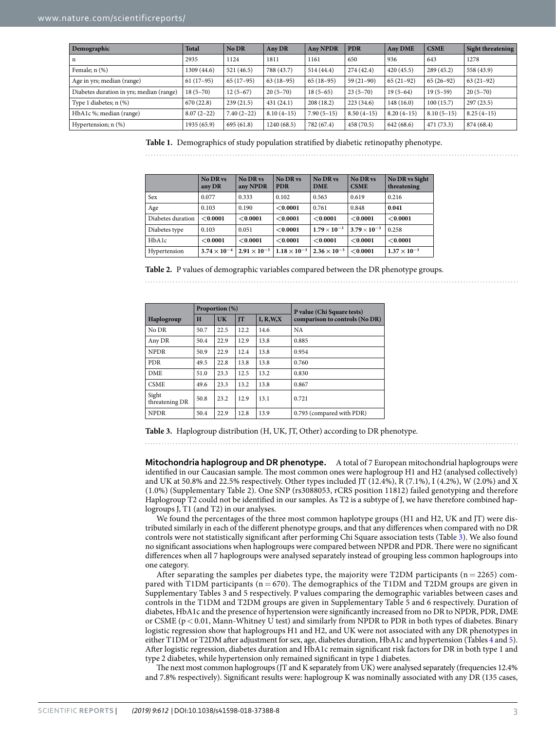| Demographic | Total | No DR | Any DR | Any NPDR | PDR | Any DME | CSME | Sight threatening |
|---|---|---|---|---|---|---|---|---|
| n | 2935 | 1124 | 1811 | 1161 | 650 | 936 | 643 | 1278 |
| Female; n (%) | 1309 (44.6) | 521 (46.5) | 788 (43.7) | 514 (44.4) | 274 (42.4) | 420 (45.5) | 289 (45.2) | 558 (43.9) |
| Age in yrs; median (range) | 61 (17–95) | 65 (17–95) | 63 (18–95) | 65 (18–95) | 59 (21–90) | 65 (21–92) | 65 (26–92) | 63 (21–92) |
| Diabetes duration in yrs; median (range) | 18 (5–70) | 12 (5–67) | 20 (5–70) | 18 (5–65) | 23 (5–70) | 19 (5–64) | 19 (5–59) | 20 (5–70) |
| Type 1 diabetes; n (%) | 670 (22.8) | 239 (21.5) | 431 (24.1) | 208 (18.2) | 223 (34.6) | 148 (16.0) | 100 (15.7) | 297 (23.5) |
| HbA1c %; median (range) | 8.07 (2–22) | 7.40 (2–22) | 8.10 (4–15) | 7.90 (5–15) | 8.50 (4–15) | 8.20 (4–15) | 8.10 (5–15) | 8.25 (4–15) |
| Hypertension; n (%) | 1935 (65.9) | 695 (61.8) | 1240 (68.5) | 782 (67.4) | 458 (70.5) | 642 (68.6) | 471 (73.3) | 874 (68.4) |

**Table 1.** Demographics of study population stratified by diabetic retinopathy phenotype.

| | No DR vs any DR | No DR vs any NPDR | No DR vs PDR | No DR vs DME | No DR vs CSME | No DR vs Sight threatening |
|---|---|---|---|---|---|---|
| Sex | 0.077 | 0.333 | 0.102 | 0.563 | 0.619 | 0.216 |
| Age | 0.103 | 0.190 | **<0.0001** | 0.761 | 0.848 | **0.041** |
| Diabetes duration | **<0.0001** | **<0.0001** | **<0.0001** | **<0.0001** | **<0.0001** | **<0.0001** |
| Diabetes type | 0.103 | 0.051 | **<0.0001** | $\mathbf{1.79 \times 10^{-3}}$ | $\mathbf{3.79 \times 10^{-3}}$ | 0.258 |
| HbA1c | **<0.0001** | **<0.0001** | **<0.0001** | **<0.0001** | **<0.0001** | **<0.0001** |
| Hypertension | $\mathbf{3.74 \times 10^{-4}}$ | $\mathbf{2.91 \times 10^{-3}}$ | $\mathbf{1.18 \times 10^{-3}}$ | $\mathbf{2.36 \times 10^{-3}}$ | **<0.0001** | $\mathbf{1.37 \times 10^{-3}}$ |

**Table 2.** P values of demographic variables compared between the DR phenotype groups.

| | Proportion (%) | | | | P value (Chi Square tests) comparison to controls (No DR) |
|---|---|---|---|---|---|
| Haplogroup | H | UK | JT | I, R,W,X | |
| No DR | 50.7 | 22.5 | 12.2 | 14.6 | NA |
| Any DR | 50.4 | 22.9 | 12.9 | 13.8 | 0.885 |
| NPDR | 50.9 | 22.9 | 12.4 | 13.8 | 0.954 |
| PDR | 49.5 | 22.8 | 13.8 | 13.8 | 0.760 |
| DME | 51.0 | 23.3 | 12.5 | 13.2 | 0.830 |
| CSME | 49.6 | 23.3 | 13.2 | 13.8 | 0.867 |
| Sight threatening DR | 50.8 | 23.2 | 12.9 | 13.1 | 0.721 |
| NPDR | 50.4 | 22.9 | 12.8 | 13.9 | 0.793 (compared with PDR) |

**Table 3.** Haplogroup distribution (H, UK, JT, Other) according to DR phenotype.

**Mitochondria haplogroup and DR phenotype.** A total of 7 European mitochondrial haplogroups were identified in our Caucasian sample. The most common ones were haplogroup H1 and H2 (analysed collectively) and UK at 50.8% and 22.5% respectively. Other types included JT (12.4%), R (7.1%), I (4.2%), W (2.0%) and X (1.0%) (Supplementary Table 2). One SNP (rs3088053, rCRS position 11812) failed genotyping and therefore Haplogroup T2 could not be identified in our samples. As T2 is a subtype of J, we have therefore combined haplogroups J, T1 (and T2) in our analyses.

We found the percentages of the three most common haplotype groups (H1 and H2, UK and JT) were distributed similarly in each of the different phenotype groups, and that any differences when compared with no DR controls were not statistically significant after performing Chi Square association tests (Table 3). We also found no significant associations when haplogroups were compared between NPDR and PDR. There were no significant differences when all 7 haplogroups were analysed separately instead of grouping less common haplogroups into one category.

After separating the samples per diabetes type, the majority were T2DM participants (n = 2265) compared with T1DM participants (n = 670). The demographics of the T1DM and T2DM groups are given in Supplementary Tables 3 and 5 respectively. P values comparing the demographic variables between cases and controls in the T1DM and T2DM groups are given in Supplementary Table 5 and 6 respectively. Duration of diabetes, HbA1c and the presence of hypertension were significantly increased from no DR to NPDR, PDR, DME or CSME ($p < 0.01$, Mann-Whitney U test) and similarly from NPDR to PDR in both types of diabetes. Binary logistic regression show that haplogroups H1 and H2, and UK were not associated with any DR phenotypes in either T1DM or T2DM after adjustment for sex, age, diabetes duration, HbA1c and hypertension (Tables 4 and 5). After logistic regression, diabetes duration and HbA1c remain significant risk factors for DR in both type 1 and type 2 diabetes, while hypertension only remained significant in type 1 diabetes.

The next most common haplogroups (JT and K separately from UK) were analysed separately (frequencies 12.4% and 7.8% respectively). Significant results were: haplogroup K was nominally associated with any DR (135 cases,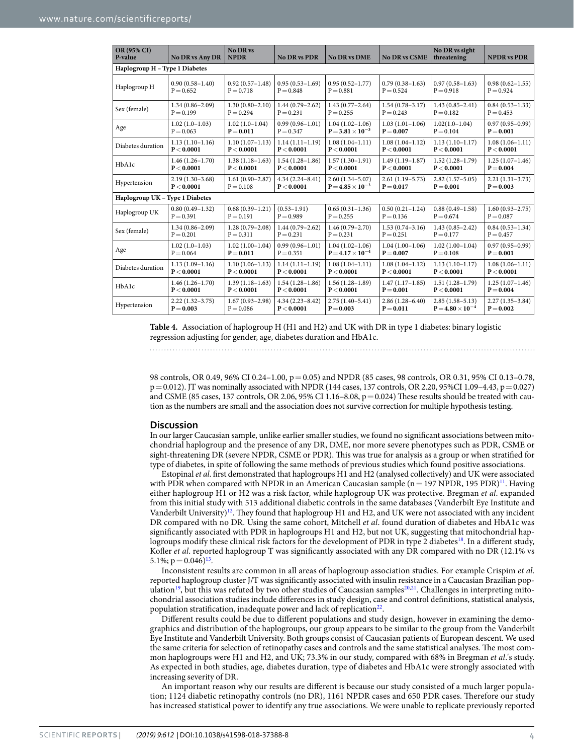| OR (95% CI) P-value | No DR vs Any DR | No DR vs NPDR | No DR vs PDR | No DR vs DME | No DR vs CSME | No DR vs sight threatening | NPDR vs PDR |
|---|---|---|---|---|---|---|---|
| **Haplogroup H – Type 1 Diabetes** | | | | | | | |
| Haplogroup H | 0.90 (0.58–1.40) P = 0.652 | 0.92 (0.57–1.48) P = 0.718 | 0.95 (0.53–1.69) P = 0.848 | 0.95 (0.52–1.77) P = 0.881 | 0.79 (0.38–1.63) P = 0.524 | 0.97 (0.58–1.63) P = 0.918 | 0.98 (0.62–1.55) P = 0.924 |
| Sex (female) | 1.34 (0.86–2.09) P = 0.199 | 1.30 (0.80–2.10) P = 0.294 | 1.44 (0.79–2.62) P = 0.231 | 1.43 (0.77–2.64) P = 0.255 | 1.54 (0.78–3.17) P = 0.243 | 1.43 (0.85–2.41) P = 0.182 | 0.84 (0.53–1.33) P = 0.453 |
| Age | 1.02 (1.0–1.03) P = 0.063 | 1.02 (1.0–1.04) **P = 0.011** | 0.99 (0.96–1.01) P = 0.347 | 1.04 (1.02–1.06) **$P = 3.81 \times 10^{-3}$** | 1.03 (1.01–1.06) **P = 0.007** | 1.02(1.0–1.04) P = 0.104 | 0.97 (0.95–0.99) **P = 0.001** |
| Diabetes duration | 1.13 (1.10–1.16) **P < 0.0001** | 1.10 (1.07–1.13) **P < 0.0001** | 1.14 (1.11–1.19) **P < 0.0001** | 1.08 (1.04–1.11) **P < 0.0001** | 1.08 (1.04–1.12) **P < 0.0001** | 1.13 (1.10–1.17) **P < 0.0001** | 1.08 (1.06–1.11) **P < 0.0001** |
| HbA1c | 1.46 (1.26–1.70) **P < 0.0001** | 1.38 (1.18–1.63) **P < 0.0001** | 1.54 (1.28–1.86) **P < 0.0001** | 1.57 (1.30–1.91) **P < 0.0001** | 1.49 (1.19–1.87) **P = 0.007** | 1.52 (1.28–1.79) **P < 0.0001** | 1.25 (1.07–1.46) **P = 0.004** |
| Hypertension | 2.19 (1.30–3.68) **P < 0.0001** | 1.61 (0.90–2.87) P = 0.108 | 4.34 (2.24–8.41) **P < 0.0001** | 2.60 (1.34–5.07) **$P = 4.85 \times 10^{-3}$** | 2.61 (1.19–5.73) **P = 0.017** | 2.82 (1.57–5.05) **P = 0.001** | 2.21 (1.31–3.73) **P = 0.003** |
| **Haplogroup UK – Type 1 Diabetes** | | | | | | | |
| Haplogroup UK | 0.80 (0.49–1.32) P = 0.391 | 0.68 (0.39–1.21) P = 0.191 | (0.53–1.91) P = 0.989 | 0.65 (0.31–1.36) P = 0.255 | 0.50 (0.21–1.24) P = 0.136 | 0.88 (0.49–1.58) P = 0.674 | 1.60 (0.93–2.75) P = 0.087 |
| Sex (female) | 1.34 (0.86–2.09) P = 0.201 | 1.28 (0.79–2.08) P = 0.311 | 1.44 (0.79–2.62) P = 0.231 | 1.46 (0.79–2.70) P = 0.231 | 1.53 (0.74–3.16) P = 0.251 | 1.43 (0.85–2.42) P = 0.177 | 0.84 (0.53–1.34) P = 0.457 |
| Age | 1.02 (1.0–1.03) P = 0.064 | 1.02 (1.00–1.04) **P = 0.011** | 0.99 (0.96–1.01) P = 0.351 | 1.04 (1.02–1.06) **$P = 4.17 \times 10^{-4}$** | 1.04 (1.00–1.06) **P = 0.007** | 1.02 (1.00–1.04) P = 0.108 | 0.97 (0.95–0.99) **P = 0.001** |
| Diabetes duration | 1.13 (1.09–1.16) **P < 0.0001** | 1.10 (1.06–1.13) **P < 0.0001** | 1.14 (1.11–1.19) **P < 0.0001** | 1.08 (1.04–1.11) **P < 0.0001** | 1.08 (1.04–1.12) **P < 0.0001** | 1.13 (1.10–1.17) **P < 0.0001** | 1.08 (1.06–1.11) **P < 0.0001** |
| HbA1c | 1.46 (1.26–1.70) **P < 0.0001** | 1.39 (1.18–1.63) **P < 0.0001** | 1.54 (1.28–1.86) **P < 0.0001** | 1.56 (1.28–1.89) **P < 0.0001** | 1.47 (1.17–1.85) **P = 0.001** | 1.51 (1.28–1.79) **P < 0.0001** | 1.25 (1.07–1.46) **P = 0.004** |
| Hypertension | 2.22 (1.32–3.75) **P = 0.003** | 1.67 (0.93–2.98) P = 0.086 | 4.34 (2.23–8.42) **P < 0.0001** | 2.75 (1.40–5.41) **P = 0.003** | 2.86 (1.28–6.40) **P = 0.011** | 2.85 (1.58–5.13) **$P = 4.80 \times 10^{-4}$** | 2.27 (1.35–3.84) **P = 0.002** |

**Table 4.** Association of haplogroup H (H1 and H2) and UK with DR in type 1 diabetes: binary logistic regression adjusting for gender, age, diabetes duration and HbA1c.

98 controls, OR 0.49, 96% CI 0.24–1.00, p = 0.05) and NPDR (85 cases, 98 controls, OR 0.31, 95% CI 0.13–0.78, p = 0.012). JT was nominally associated with NPDR (144 cases, 137 controls, OR 2.20, 95%CI 1.09–4.43, p = 0.027) and CSME (85 cases, 137 controls, OR 2.06, 95% CI 1.16–8.08, p = 0.024) These results should be treated with caution as the numbers are small and the association does not survive correction for multiple hypothesis testing.

## Discussion

In our larger Caucasian sample, unlike earlier smaller studies, we found no significant associations between mitochondrial haplogroup and the presence of any DR, DME, nor more severe phenotypes such as PDR, CSME or sight-threatening DR (severe NPDR, CSME or PDR). This was true for analysis as a group or when stratified for type of diabetes, in spite of following the same methods of previous studies which found positive associations.

Estopinal *et al.* first demonstrated that haplogroups H1 and H2 (analysed collectively) and UK were associated with PDR when compared with NPDR in an American Caucasian sample (n = 197 NPDR, 195 PDR)[11]. Having either haplogroup H1 or H2 was a risk factor, while haplogroup UK was protective. Bregman *et al.* expanded from this initial study with 513 additional diabetic controls in the same databases (Vanderbilt Eye Institute and Vanderbilt University)[12]. They found that haplogroup H1 and H2, and UK were not associated with any incident DR compared with no DR. Using the same cohort, Mitchell *et al.* found duration of diabetes and HbA1c was significantly associated with PDR in haplogroups H1 and H2, but not UK, suggesting that mitochondrial haplogroups modify these clinical risk factors for the development of PDR in type 2 diabetes[18]. In a different study, Kofler *et al.* reported haplogroup T was significantly associated with any DR compared with no DR (12.1% vs 5.1%; p = 0.046)[13].

Inconsistent results are common in all areas of haplogroup association studies. For example Crispim *et al.* reported haplogroup cluster J/T was significantly associated with insulin resistance in a Caucasian Brazilian population[19], but this was refuted by two other studies of Caucasian samples[20,21]. Challenges in interpreting mitochondrial association studies include differences in study design, case and control definitions, statistical analysis, population stratification, inadequate power and lack of replication[22].

Different results could be due to different populations and study design, however in examining the demographics and distribution of the haplogroups, our group appears to be similar to the group from the Vanderbilt Eye Institute and Vanderbilt University. Both groups consist of Caucasian patients of European descent. We used the same criteria for selection of retinopathy cases and controls and the same statistical analyses. The most common haplogroups were H1 and H2, and UK; 73.3% in our study, compared with 68% in Bregman *et al.*'s study. As expected in both studies, age, diabetes duration, type of diabetes and HbA1c were strongly associated with increasing severity of DR.

An important reason why our results are different is because our study consisted of a much larger population; 1124 diabetic retinopathy controls (no DR), 1161 NPDR cases and 650 PDR cases. Therefore our study has increased statistical power to identify any true associations. We were unable to replicate previously reported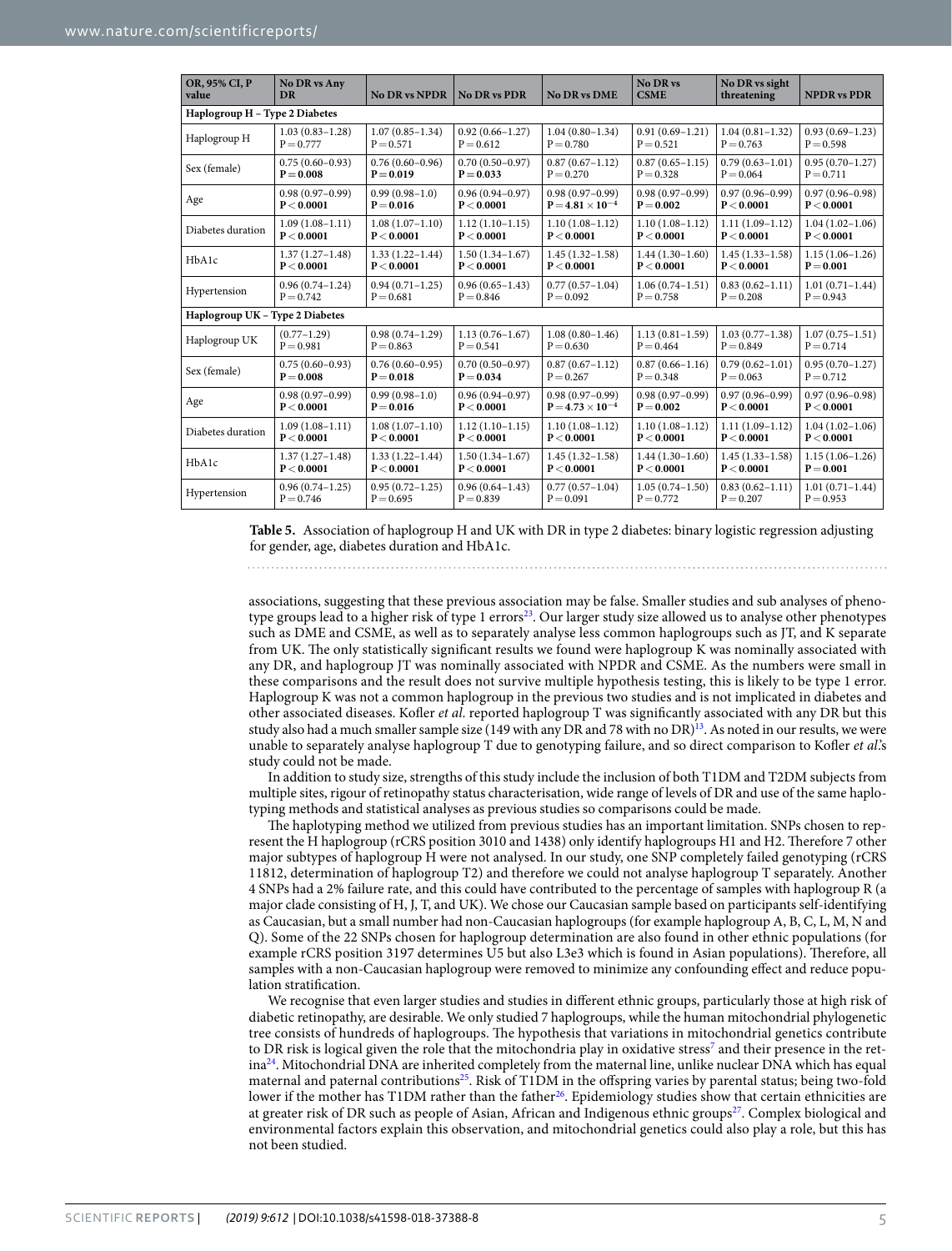| OR, 95% CI, P value | No DR vs Any DR | No DR vs NPDR | No DR vs PDR | No DR vs DME | No DR vs CSME | No DR vs sight threatening | NPDR vs PDR |
|---|---|---|---|---|---|---|---|
| **Haplogroup H – Type 2 Diabetes** | | | | | | | |
| Haplogroup H | 1.03 (0.83–1.28) P = 0.777 | 1.07 (0.85–1.34) P = 0.571 | 0.92 (0.66–1.27) P = 0.612 | 1.04 (0.80–1.34) P = 0.780 | 0.91 (0.69–1.21) P = 0.521 | 1.04 (0.81–1.32) P = 0.763 | 0.93 (0.69–1.23) P = 0.598 |
| Sex (female) | 0.75 (0.60–0.93) **P = 0.008** | 0.76 (0.60–0.96) **P = 0.019** | 0.70 (0.50–0.97) **P = 0.033** | 0.87 (0.67–1.12) P = 0.270 | 0.87 (0.65–1.15) P = 0.328 | 0.79 (0.63–1.01) P = 0.064 | 0.95 (0.70–1.27) P = 0.711 |
| Age | 0.98 (0.97–0.99) **P < 0.0001** | 0.99 (0.98–1.0) **P = 0.016** | 0.96 (0.94–0.97) **P < 0.0001** | 0.98 (0.97–0.99) $\mathbf{P = 4.81 \times 10^{-4}}$ | 0.98 (0.97–0.99) **P = 0.002** | 0.97 (0.96–0.99) **P < 0.0001** | 0.97 (0.96–0.98) **P < 0.0001** |
| Diabetes duration | 1.09 (1.08–1.11) **P < 0.0001** | 1.08 (1.07–1.10) **P < 0.0001** | 1.12 (1.10–1.15) **P < 0.0001** | 1.10 (1.08–1.12) **P < 0.0001** | 1.10 (1.08–1.12) **P < 0.0001** | 1.11 (1.09–1.12) **P < 0.0001** | 1.04 (1.02–1.06) **P < 0.0001** |
| HbA1c | 1.37 (1.27–1.48) **P < 0.0001** | 1.33 (1.22–1.44) **P < 0.0001** | 1.50 (1.34–1.67) **P < 0.0001** | 1.45 (1.32–1.58) **P < 0.0001** | 1.44 (1.30–1.60) **P < 0.0001** | 1.45 (1.33–1.58) **P < 0.0001** | 1.15 (1.06–1.26) **P = 0.001** |
| Hypertension | 0.96 (0.74–1.24) P = 0.742 | 0.94 (0.71–1.25) P = 0.681 | 0.96 (0.65–1.43) P = 0.846 | 0.77 (0.57–1.04) P = 0.092 | 1.06 (0.74–1.51) P = 0.758 | 0.83 (0.62–1.11) P = 0.208 | 1.01 (0.71–1.44) P = 0.943 |
| **Haplogroup UK – Type 2 Diabetes** | | | | | | | |
| Haplogroup UK | (0.77–1.29) P = 0.981 | 0.98 (0.74–1.29) P = 0.863 | 1.13 (0.76–1.67) P = 0.541 | 1.08 (0.80–1.46) P = 0.630 | 1.13 (0.81–1.59) P = 0.464 | 1.03 (0.77–1.38) P = 0.849 | 1.07 (0.75–1.51) P = 0.714 |
| Sex (female) | 0.75 (0.60–0.93) **P = 0.008** | 0.76 (0.60–0.95) **P = 0.018** | 0.70 (0.50–0.97) **P = 0.034** | 0.87 (0.67–1.12) P = 0.267 | 0.87 (0.66–1.16) P = 0.348 | 0.79 (0.62–1.01) P = 0.063 | 0.95 (0.70–1.27) P = 0.712 |
| Age | 0.98 (0.97–0.99) **P < 0.0001** | 0.99 (0.98–1.0) **P = 0.016** | 0.96 (0.94–0.97) **P < 0.0001** | 0.98 (0.97–0.99) $\mathbf{P = 4.73 \times 10^{-4}}$ | 0.98 (0.97–0.99) **P = 0.002** | 0.97 (0.96–0.99) **P < 0.0001** | 0.97 (0.96–0.98) **P < 0.0001** |
| Diabetes duration | 1.09 (1.08–1.11) **P < 0.0001** | 1.08 (1.07–1.10) **P < 0.0001** | 1.12 (1.10–1.15) **P < 0.0001** | 1.10 (1.08–1.12) **P < 0.0001** | 1.10 (1.08–1.12) **P < 0.0001** | 1.11 (1.09–1.12) **P < 0.0001** | 1.04 (1.02–1.06) **P < 0.0001** |
| HbA1c | 1.37 (1.27–1.48) **P < 0.0001** | 1.33 (1.22–1.44) **P < 0.0001** | 1.50 (1.34–1.67) **P < 0.0001** | 1.45 (1.32–1.58) **P < 0.0001** | 1.44 (1.30–1.60) **P < 0.0001** | 1.45 (1.33–1.58) **P < 0.0001** | 1.15 (1.06–1.26) **P = 0.001** |
| Hypertension | 0.96 (0.74–1.25) P = 0.746 | 0.95 (0.72–1.25) P = 0.695 | 0.96 (0.64–1.43) P = 0.839 | 0.77 (0.57–1.04) P = 0.091 | 1.05 (0.74–1.50) P = 0.772 | 0.83 (0.62–1.11) P = 0.207 | 1.01 (0.71–1.44) P = 0.953 |

**Table 5.** Association of haplogroup H and UK with DR in type 2 diabetes: binary logistic regression adjusting for gender, age, diabetes duration and HbA1c.

associations, suggesting that these previous association may be false. Smaller studies and sub analyses of phenotype groups lead to a higher risk of type 1 errors[23]. Our larger study size allowed us to analyse other phenotypes such as DME and CSME, as well as to separately analyse less common haplogroups such as JT, and K separate from UK. The only statistically significant results we found were haplogroup K was nominally associated with any DR, and haplogroup JT was nominally associated with NPDR and CSME. As the numbers were small in these comparisons and the result does not survive multiple hypothesis testing, this is likely to be type 1 error. Haplogroup K was not a common haplogroup in the previous two studies and is not implicated in diabetes and other associated diseases. Kofler *et al.* reported haplogroup T was significantly associated with any DR but this study also had a much smaller sample size (149 with any DR and 78 with no DR)[13]. As noted in our results, we were unable to separately analyse haplogroup T due to genotyping failure, and so direct comparison to Kofler *et al.*'s study could not be made.

In addition to study size, strengths of this study include the inclusion of both T1DM and T2DM subjects from multiple sites, rigour of retinopathy status characterisation, wide range of levels of DR and use of the same haplotyping methods and statistical analyses as previous studies so comparisons could be made.

The haplotyping method we utilized from previous studies has an important limitation. SNPs chosen to represent the H haplogroup (rCRS position 3010 and 1438) only identify haplogroups H1 and H2. Therefore 7 other major subtypes of haplogroup H were not analysed. In our study, one SNP completely failed genotyping (rCRS 11812, determination of haplogroup T2) and therefore we could not analyse haplogroup T separately. Another 4 SNPs had a 2% failure rate, and this could have contributed to the percentage of samples with haplogroup R (a major clade consisting of H, J, T, and UK). We chose our Caucasian sample based on participants self-identifying as Caucasian, but a small number had non-Caucasian haplogroups (for example haplogroup A, B, C, L, M, N and Q). Some of the 22 SNPs chosen for haplogroup determination are also found in other ethnic populations (for example rCRS position 3197 determines U5 but also L3e3 which is found in Asian populations). Therefore, all samples with a non-Caucasian haplogroup were removed to minimize any confounding effect and reduce population stratification.

We recognise that even larger studies and studies in different ethnic groups, particularly those at high risk of diabetic retinopathy, are desirable. We only studied 7 haplogroups, while the human mitochondrial phylogenetic tree consists of hundreds of haplogroups. The hypothesis that variations in mitochondrial genetics contribute to DR risk is logical given the role that the mitochondria play in oxidative stress[7] and their presence in the retina[24]. Mitochondrial DNA are inherited completely from the maternal line, unlike nuclear DNA which has equal maternal and paternal contributions[25]. Risk of T1DM in the offspring varies by parental status; being two-fold lower if the mother has T1DM rather than the father[26]. Epidemiology studies show that certain ethnicities are at greater risk of DR such as people of Asian, African and Indigenous ethnic groups[27]. Complex biological and environmental factors explain this observation, and mitochondrial genetics could also play a role, but this has not been studied.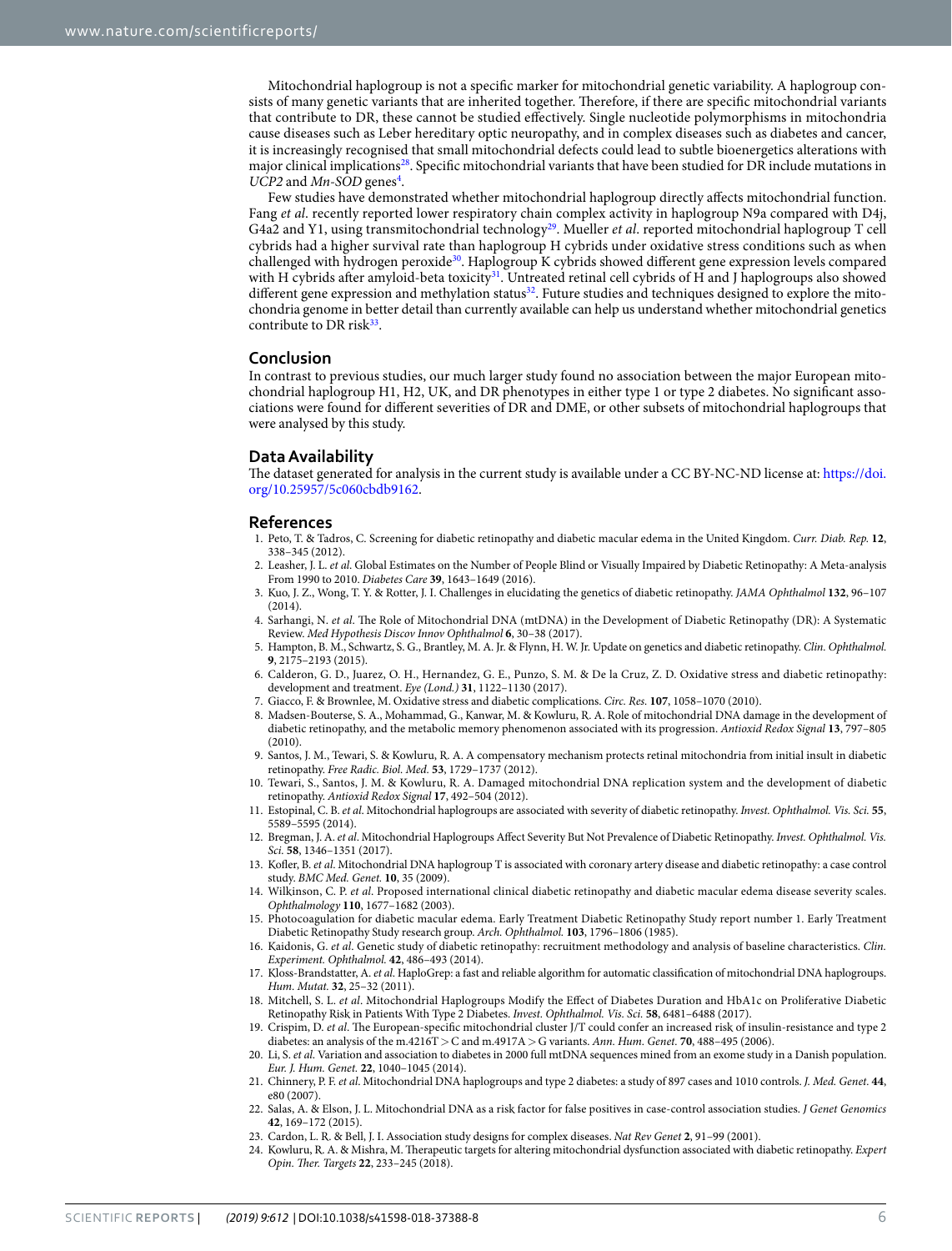Mitochondrial haplogroup is not a specific marker for mitochondrial genetic variability. A haplogroup consists of many genetic variants that are inherited together. Therefore, if there are specific mitochondrial variants that contribute to DR, these cannot be studied effectively. Single nucleotide polymorphisms in mitochondria cause diseases such as Leber hereditary optic neuropathy, and in complex diseases such as diabetes and cancer, it is increasingly recognised that small mitochondrial defects could lead to subtle bioenergetics alterations with major clinical implications[28]. Specific mitochondrial variants that have been studied for DR include mutations in *UCP2* and *Mn-SOD* genes[4].

Few studies have demonstrated whether mitochondrial haplogroup directly affects mitochondrial function. Fang *et al*. recently reported lower respiratory chain complex activity in haplogroup N9a compared with D4j, G4a2 and Y1, using transmitochondrial technology[29]. Mueller *et al*. reported mitochondrial haplogroup T cell cybrids had a higher survival rate than haplogroup H cybrids under oxidative stress conditions such as when challenged with hydrogen peroxide[30]. Haplogroup K cybrids showed different gene expression levels compared with H cybrids after amyloid-beta toxicity[31]. Untreated retinal cell cybrids of H and J haplogroups also showed different gene expression and methylation status[32]. Future studies and techniques designed to explore the mitochondria genome in better detail than currently available can help us understand whether mitochondrial genetics contribute to DR risk[33].

## Conclusion

In contrast to previous studies, our much larger study found no association between the major European mitochondrial haplogroup H1, H2, UK, and DR phenotypes in either type 1 or type 2 diabetes. No significant associations were found for different severities of DR and DME, or other subsets of mitochondrial haplogroups that were analysed by this study.

## Data Availability

The dataset generated for analysis in the current study is available under a CC BY-NC-ND license at: https://doi.org/10.25957/5c060cbdb9162.

## References

1. Peto, T. & Tadros, C. Screening for diabetic retinopathy and diabetic macular edema in the United Kingdom. *Curr. Diab. Rep.* **12**, 338–345 (2012).
2. Leasher, J. L. *et al*. Global Estimates on the Number of People Blind or Visually Impaired by Diabetic Retinopathy: A Meta-analysis From 1990 to 2010. *Diabetes Care* **39**, 1643–1649 (2016).
3. Kuo, J. Z., Wong, T. Y. & Rotter, J. I. Challenges in elucidating the genetics of diabetic retinopathy. *JAMA Ophthalmol* **132**, 96–107 (2014).
4. Sarhangi, N. *et al*. The Role of Mitochondrial DNA (mtDNA) in the Development of Diabetic Retinopathy (DR): A Systematic Review. *Med Hypothesis Discov Innov Ophthalmol* **6**, 30–38 (2017).
5. Hampton, B. M., Schwartz, S. G., Brantley, M. A. Jr. & Flynn, H. W. Jr. Update on genetics and diabetic retinopathy. *Clin. Ophthalmol.* **9**, 2175–2193 (2015).
6. Calderon, G. D., Juarez, O. H., Hernandez, G. E., Punzo, S. M. & De la Cruz, Z. D. Oxidative stress and diabetic retinopathy: development and treatment. *Eye (Lond.)* **31**, 1122–1130 (2017).
7. Giacco, F. & Brownlee, M. Oxidative stress and diabetic complications. *Circ. Res.* **107**, 1058–1070 (2010).
8. Madsen-Bouterse, S. A., Mohammad, G., Kanwar, M. & Kowluru, R. A. Role of mitochondrial DNA damage in the development of diabetic retinopathy, and the metabolic memory phenomenon associated with its progression. *Antioxid Redox Signal* **13**, 797–805 (2010).
9. Santos, J. M., Tewari, S. & Kowluru, R. A. A compensatory mechanism protects retinal mitochondria from initial insult in diabetic retinopathy. *Free Radic. Biol. Med.* **53**, 1729–1737 (2012).
10. Tewari, S., Santos, J. M. & Kowluru, R. A. Damaged mitochondrial DNA replication system and the development of diabetic retinopathy. *Antioxid Redox Signal* **17**, 492–504 (2012).
11. Estopinal, C. B. *et al*. Mitochondrial haplogroups are associated with severity of diabetic retinopathy. *Invest. Ophthalmol. Vis. Sci.* **55**, 5589–5595 (2014).
12. Bregman, J. A. *et al*. Mitochondrial Haplogroups Affect Severity But Not Prevalence of Diabetic Retinopathy. *Invest. Ophthalmol. Vis. Sci.* **58**, 1346–1351 (2017).
13. Kofler, B. *et al*. Mitochondrial DNA haplogroup T is associated with coronary artery disease and diabetic retinopathy: a case control study. *BMC Med. Genet.* **10**, 35 (2009).
14. Wilkinson, C. P. *et al*. Proposed international clinical diabetic retinopathy and diabetic macular edema disease severity scales. *Ophthalmology* **110**, 1677–1682 (2003).
15. Photocoagulation for diabetic macular edema. Early Treatment Diabetic Retinopathy Study report number 1. Early Treatment Diabetic Retinopathy Study research group. *Arch. Ophthalmol.* **103**, 1796–1806 (1985).
16. Kaidonis, G. *et al*. Genetic study of diabetic retinopathy: recruitment methodology and analysis of baseline characteristics. *Clin. Experiment. Ophthalmol.* **42**, 486–493 (2014).
17. Kloss-Brandstatter, A. *et al*. HaploGrep: a fast and reliable algorithm for automatic classification of mitochondrial DNA haplogroups. *Hum. Mutat.* **32**, 25–32 (2011).
18. Mitchell, S. L. *et al*. Mitochondrial Haplogroups Modify the Effect of Diabetes Duration and HbA1c on Proliferative Diabetic Retinopathy Risk in Patients With Type 2 Diabetes. *Invest. Ophthalmol. Vis. Sci.* **58**, 6481–6488 (2017).
19. Crispim, D. *et al*. The European-specific mitochondrial cluster J/T could confer an increased risk of insulin-resistance and type 2 diabetes: an analysis of the m.4216T > C and m.4917A > G variants. *Ann. Hum. Genet.* **70**, 488–495 (2006).
20. Li, S. *et al*. Variation and association to diabetes in 2000 full mtDNA sequences mined from an exome study in a Danish population. *Eur. J. Hum. Genet.* **22**, 1040–1045 (2014).
21. Chinnery, P. F. *et al*. Mitochondrial DNA haplogroups and type 2 diabetes: a study of 897 cases and 1010 controls. *J. Med. Genet.* **44**, e80 (2007).
22. Salas, A. & Elson, J. L. Mitochondrial DNA as a risk factor for false positives in case-control association studies. *J Genet Genomics* **42**, 169–172 (2015).
23. Cardon, L. R. & Bell, J. I. Association study designs for complex diseases. *Nat Rev Genet* **2**, 91–99 (2001).
24. Kowluru, R. A. & Mishra, M. Therapeutic targets for altering mitochondrial dysfunction associated with diabetic retinopathy. *Expert Opin. Ther. Targets* **22**, 233–245 (2018).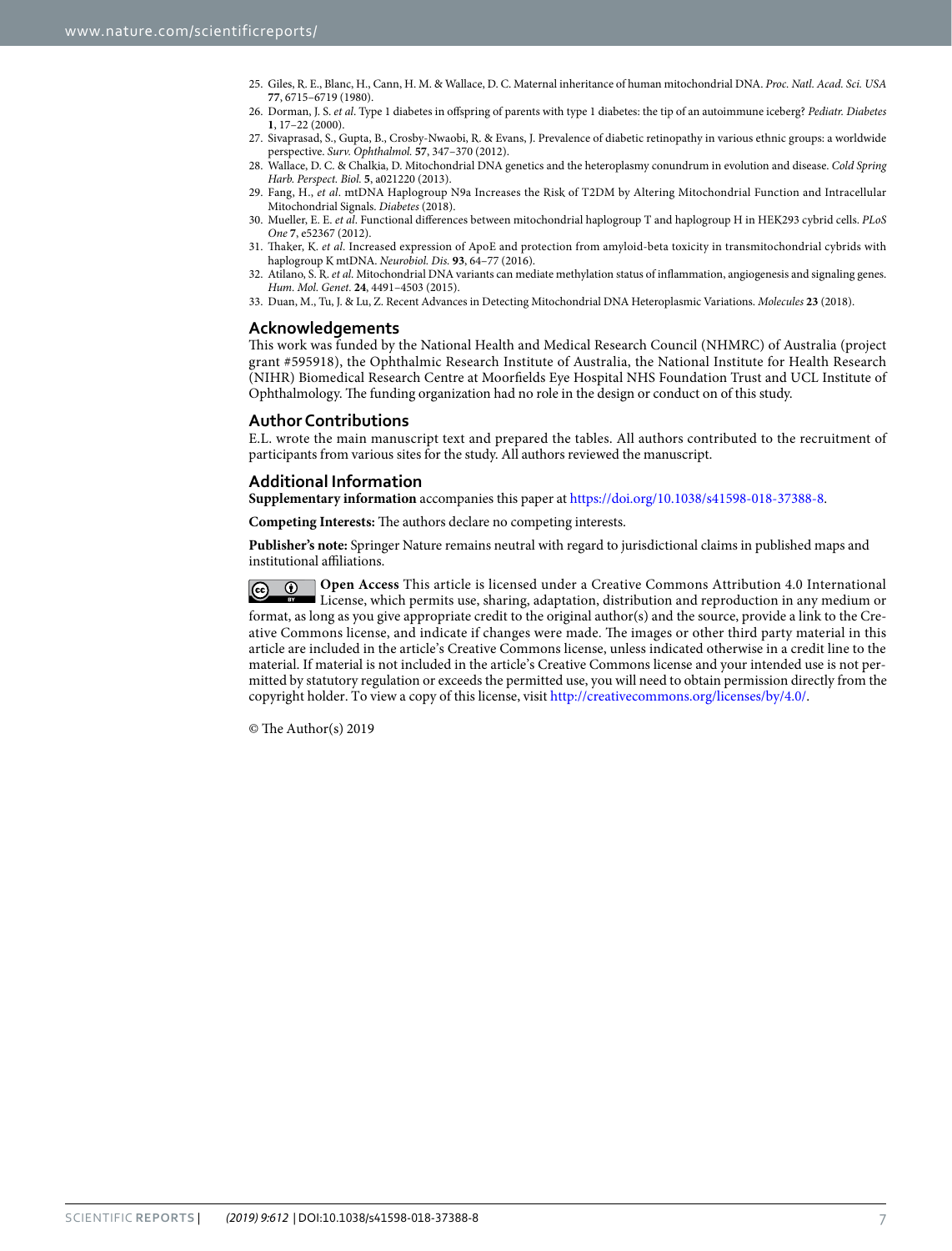25. Giles, R. E., Blanc, H., Cann, H. M. & Wallace, D. C. Maternal inheritance of human mitochondrial DNA. *Proc. Natl. Acad. Sci. USA* **77**, 6715–6719 (1980).
26. Dorman, J. S. *et al*. Type 1 diabetes in offspring of parents with type 1 diabetes: the tip of an autoimmune iceberg? *Pediatr. Diabetes* **1**, 17–22 (2000).
27. Sivaprasad, S., Gupta, B., Crosby-Nwaobi, R. & Evans, J. Prevalence of diabetic retinopathy in various ethnic groups: a worldwide perspective. *Surv. Ophthalmol.* **57**, 347–370 (2012).
28. Wallace, D. C. & Chalkia, D. Mitochondrial DNA genetics and the heteroplasmy conundrum in evolution and disease. *Cold Spring Harb. Perspect. Biol.* **5**, a021220 (2013).
29. Fang, H., *et al*. mtDNA Haplogroup N9a Increases the Risk of T2DM by Altering Mitochondrial Function and Intracellular Mitochondrial Signals. *Diabetes* (2018).
30. Mueller, E. E. *et al*. Functional differences between mitochondrial haplogroup T and haplogroup H in HEK293 cybrid cells. *PLoS One* **7**, e52367 (2012).
31. Thaker, K. *et al*. Increased expression of ApoE and protection from amyloid-beta toxicity in transmitochondrial cybrids with haplogroup K mtDNA. *Neurobiol. Dis.* **93**, 64–77 (2016).
32. Atilano, S. R. *et al*. Mitochondrial DNA variants can mediate methylation status of inflammation, angiogenesis and signaling genes. *Hum. Mol. Genet.* **24**, 4491–4503 (2015).
33. Duan, M., Tu, J. & Lu, Z. Recent Advances in Detecting Mitochondrial DNA Heteroplasmic Variations. *Molecules* **23** (2018).

## Acknowledgements

This work was funded by the National Health and Medical Research Council (NHMRC) of Australia (project grant #595918), the Ophthalmic Research Institute of Australia, the National Institute for Health Research (NIHR) Biomedical Research Centre at Moorfields Eye Hospital NHS Foundation Trust and UCL Institute of Ophthalmology. The funding organization had no role in the design or conduct on of this study.

## Author Contributions

E.L. wrote the main manuscript text and prepared the tables. All authors contributed to the recruitment of participants from various sites for the study. All authors reviewed the manuscript.

## Additional Information

**Supplementary information** accompanies this paper at https://doi.org/10.1038/s41598-018-37388-8.

**Competing Interests:** The authors declare no competing interests.

**Publisher's note:** Springer Nature remains neutral with regard to jurisdictional claims in published maps and institutional affiliations.

**Open Access** This article is licensed under a Creative Commons Attribution 4.0 International License, which permits use, sharing, adaptation, distribution and reproduction in any medium or format, as long as you give appropriate credit to the original author(s) and the source, provide a link to the Creative Commons license, and indicate if changes were made. The images or other third party material in this article are included in the article's Creative Commons license, unless indicated otherwise in a credit line to the material. If material is not included in the article's Creative Commons license and your intended use is not permitted by statutory regulation or exceeds the permitted use, you will need to obtain permission directly from the copyright holder. To view a copy of this license, visit http://creativecommons.org/licenses/by/4.0/.

© The Author(s) 2019